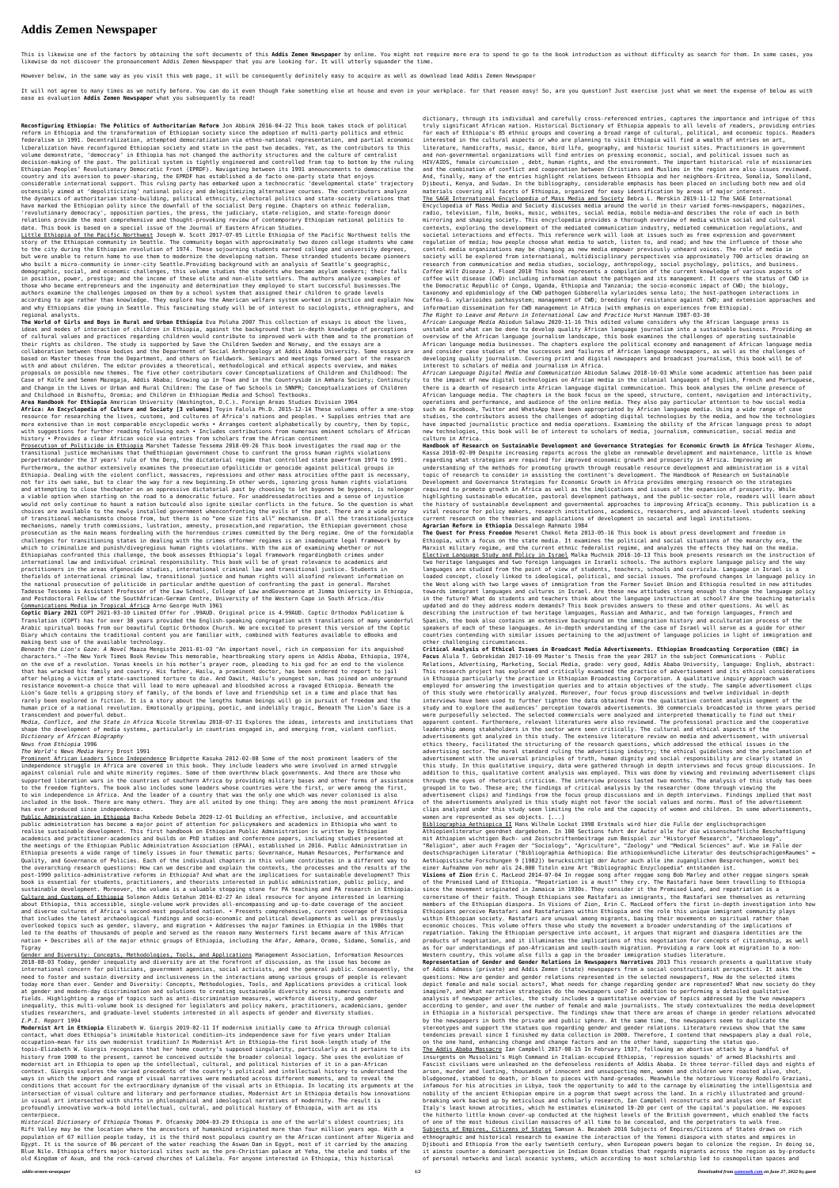# Addis Zemen Newspaper

This is likewise one of the factors by obtaining the soft documents of this **Addis Zemen Newspaper** by online. You might not require more era to spend to go to the book introduction as without difficulty as search for them. In some cases, you likewise do not discover the pronouncement Addis Zemen Newspaper that you are looking for. It will utterly squander the time.

However below, in the same way as you visit this web page, it will be consequently definitely easy to acquire as well as download lead Addis Zemen Newspaper

It will not agree to many times as we notify before. You can do it even though fake something else at house and even in your workplace. for that reason easy! So, are you question? Just exercise just what we meet the expense of below as with ease as evaluation **Addis Zemen Newspaper** what you subsequently to read!

**Reconfiguring Ethiopia: The Politics of Authoritarian Reform** Jon Abbink 2016-04-22 This book takes stock of political reform in Ethiopia and the transformation of Ethiopian society since the adoption of multi-party politics and ethnic federalism in 1991. Decentralization, attempted democratization via ethno-national representation, and partial economic liberalization have reconfigured Ethiopian society and state in the past two decades. Yet, as the contributors to this volume demonstrate, 'democracy' in Ethiopia has not changed the authority structures and the culture of centralist decision-making of the past. The political system is tightly engineered and controlled from top to bottom by the ruling Ethiopian Peoples' Revolutionary Democratic Front (EPRDF). Navigating between its 1991 announcements to democratise the country and its aversion to power-sharing, the EPRDF has established a de facto one-party state that enjoys considerable international support. This ruling party has embarked upon a technocratic 'developmental state' trajectory ostensibly aimed at 'depoliticizing' national policy and delegitimizing alternative courses. The contributors analyze the dynamics of authoritarian state-building, political ethnicity, electoral politics and state-society relations that have marked the Ethiopian polity since the downfall of the socialist Derg regime. Chapters on ethnic federalism, 'revolutionary democracy', opposition parties, the press, the judiciary, state-religion, and state-foreign donor relations provide the most comprehensive and thought-provoking review of contemporary Ethiopian national politics to date. This book is based on a special issue of the Journal of Eastern African Studies.

Little Ethiopia of the Pacific Northwest Joseph W. Scott 2017-07-05 Little Ethiopia of the Pacific Northwest tells the story of the Ethiopian community in Seattle. The community began with approximately two dozen college students who came to the city during the Ethiopian revolution of 1974. These sojourning students earned college and university degrees, but were unable to return home to use them to modernize the developing nation. These stranded students became pioneers who built a micro-community in inner-city Seattle.Providing background with an analysis of Seattle's geographic, demographic, social, and economic challenges, this volume studies the students who became asylum seekers; their falls in position, power, prestige; and the income of these elite and non-elite settlers. The authors analyze examples of those who became entrepreneurs and the ingenuity and determination they employed to start successful businesses.The authors examine the challenges imposed on them by a school system that assigned their children to grade levels according to age rather than knowledge. They explore how the American welfare system worked in practice and explain how and why Ethiopians die young in Seattle. This fascinating study will be of interest to sociologists, ethnographers, and regional analysts.

**The World of Girls and Boys in Rural and Urban Ethiopia** Eva Poluha 2007 This collection of essays is about the lives, ideas and modes of interaction of children in Ethiopia, against the background that in-depth knowledge of perceptions of cultural values and practices regarding children would contribute to improved work with them and to the promotion of their rights as children. The study is supported by Save the Children Sweden and Norway, and the essays are a collaboration between these bodies and the Department of Social Anthropology at Addis Ababa University. Some essays are based on Master theses from the Department, and others on fieldwork. Seminars and meetings formed part of the research with and about children. The editor provides a theoretical, methodological and ethical aspects overview, and makes proposals on possible new themes. The five other contributors cover Conceptualizations of Children and Childhood: The Case of Kolfe and Semen Mazegaja, Addis Ababa; Growing up in Town and in the Countryside in Amhara Society; Continuity and Change in the Lives or Urban and Rural Children: The Case of Two Schools in SNNPR; Conceptualizations of Children and Childhood in Bishoftu, Oromia; and Children in Ethiopian Media and School Textbooks.

**Area Handbook for Ethiopia** American University (Washington, D.C.). Foreign Areas Studies Division 1964

**Africa: An Encyclopedia of Culture and Society [3 volumes]** Toyin Falola Ph.D. 2015-12-14 These volumes offer a one-stop resource for researching the lives, customs, and cultures of Africa's nations and peoples. • Supplies entries that are more extensive than in most comparable encyclopedic works • Arranges content alphabetically by country, then by topic, with suggestions for further reading following each • Includes contributions from numerous eminent scholars of African history • Provides a clear African voice via entries from scholars from the African continent

Prosecution of Politicide in Ethiopia Marshet Tadesse Tessema 2018-09-26 This book investigates the road map or the transitional justice mechanisms that theEthiopian government chose to confront the gross human rights violations perpetratedunder the 17 years' rule of the Derg, the dictatorial regime that controlled state powerfrom 1974 to 1991. Furthermore, the author extensively examines the prosecution ofpoliticide or genocide against political groups in Ethiopia. Dealing with the violent conflict, massacres, repressions and other mass atrocities ofthe past is necessary, not for its own sake, but to clear the way for a new beginning.In other words, ignoring gross human rights violations and attempting to close thechapter on an oppressive dictatorial past by choosing to let bygones be bygones, is nolonger a viable option when starting on the road to a democratic future. For unaddressedatrocities and a sense of injustice would not only continue to haunt a nation butcould also ignite similar conflicts in the future. So the question is what choices are available to the newly installed government whenconfronting the evils of the past. There are a wide array of transitional mechanismsto choose from, but there is no "one size fits all" mechanism. Of all the transitionaljustice mechanisms, namely truth commissions, lustration, amnesty, prosecution,and reparation, the Ethiopian government chose prosecution as the main means fordealing with the horrendous crimes committed by the Derg regime. One of the formidable challenges for transitioning states in dealing with the crimes offormer regimes is an inadequate legal framework by which to criminalize and punish/disregregious human rights violations. With the aim of examining whether or not Ethiopiahas confronted this challenge, the book assesses Ethiopia's legal framework regardingboth crimes under international law and individual criminal responsibility. This book will be of great relevance to academics and practitioners in the areas ofgenocide studies, international criminal law and transitional justice. Students in thefields of international criminal law, transitional justice and human rights will alsofind relevant information on the national prosecution of politicide in particular andthe question of confronting the past in general. Marshet Tadesse Tessema is Assistant Professor of the Law School, College of Law andGovernance at Jimma University in Ethiopia, and Postdoctoral Fellow of the SouthAfrican-German Centre, University of the Western Cape in South Africa./div

Communications Media in Tropical Africa Arno George Huth 1961

**Coptic Diary 2021** COPT 2021-03-10 Limited Offer for .99AUD. Original price is 4.99AUD. Coptic Orthodox Publication & Translation (COPT) has for over 30 years provided the English-speaking congregation with translations of many wonderful Arabic spiritual books from our beautiful Coptic Orthodox Church. We are excited to present this version of the Coptic Diary which contains the traditional content you are familiar with, combined with features available to eBooks and making best use of the available technology.

*Beneath the Lion's Gaze: A Novel* Maaza Mengiste 2011-01-03 "An important novel, rich in compassion for its anguished characters." —The New York Times Book Review This memorable, heartbreaking story opens in Addis Ababa, Ethiopia, 1974, on the eve of a revolution. Yonas kneels in his mother's prayer room, pleading to his god for an end to the violence that has wracked his family and country. His father, Hailu, a prominent doctor, has been ordered to report to jail after helping a victim of state-sanctioned torture to die. And Dawit, Hailu's youngest son, has joined an underground resistance movement—a choice that will lead to more upheaval and bloodshed across a ravaged Ethiopia. Beneath the Lion's Gaze tells a gripping story of family, of the bonds of love and friendship set in a time and place that has rarely been explored in fiction. It is a story about the lengths human beings will go in pursuit of freedom and the human price of a national revolution. Emotionally gripping, poetic, and indelibly tragic, Beneath The Lion's Gaze is a transcendent and powerful debut.

*Media, Conflict, and the State in Africa* Nicole Stremlau 2018-07-31 Explores the ideas, interests and institutions that shape the development of media systems, particularly in countries engaged in, and emerging from, violent conflict.

*Dictionary of African Biography*

*News from Ethiopia* 1996

*The World's News Media* Harry Drost 1991

Prominent African Leaders Since Independence Bridgette Kasuka 2012-02-08 Some of the most prominent leaders of the independence struggle in Africa are covered in this book. They include leaders who were involved in armed struggle against colonial rule and white minority regimes. Some of them overthrew black governments. And there are those who supported liberation wars in the countries of southern Africa by providing military bases and other forms of assistance to the freedom fighters. The book also includes some leaders whose countries were the first, or were among the first, to win independence in Africa. And the leader of a country that was the only one which was never colonised is also included in the book. There are many others. They are all united by one thing: They are among the most prominent Africa has ever produced since independence.

Public Administration in Ethiopia Bacha Kebede Debela 2020-12-01 Building an effective, inclusive, and accountable public administration has become a major point of attention for policymakers and academics in Ethiopia who want to realise sustainable development. This first handbook on Ethiopian Public Administration is written by Ethiopian academics and practitioner-academics and builds on PhD studies and conference papers, including studies presented at the meetings of the Ethiopian Public Administration Association (EPAA), established in 2016. Public Administration in Ethiopia presents a wide range of timely issues in four thematic parts: Governance, Human Resources, Performance and Quality, and Governance of Policies. Each of the individual chapters in this volume contributes in a different way to the overarching research questions: How can we describe and explain the contexts, the processes and the results of the post-1990 political-administrative reforms in Ethiopia? And what are the implications for sustainable development? This book is essential for students, practitioners, and theorists interested in public administration, public policy, and sustainable development. Moreover, the volume is a valuable stepping stone for PA teaching and PA research in Ethiopia.

Culture and Customs of Ethiopia Solomon Addis Getahun 2014-02-27 An ideal resource for anyone interested in learning about Ethiopia, this accessible, single-volume work provides all-encompassing and up-to-date coverage of the ancient and diverse cultures of Africa's second-most populated nation. • Presents comprehensive, current coverage of Ethiopia that includes the latest archaeological findings and socio-economic and political developments as well as previously overlooked topics such as gender, slavery, and migration • Addresses the major famines in Ethiopia in the 1980s that led to the deaths of thousands of people and served as the reason many Westerners first became aware of this African nation • Describes all of the major ethnic groups of Ethiopia, including the Afar, Amhara, Oromo, Sidamo, Somalis, and Tigray

Gender and Diversity: Concepts, Methodologies, Tools, and Applications Management Association, Information Resources 2018-08-03 Today, gender inequality and diversity are at the forefront of discussion, as the issue has become an international concern for politicians, government agencies, social activists, and the general public. Consequently, the need to foster and sustain diversity and inclusiveness in the interactions among various groups of people is relevant today more than ever. Gender and Diversity: Concepts, Methodologies, Tools, and Applications provides a critical look at gender and modern-day discrimination and solutions to creating sustainable diversity across numerous contexts and fields. Highlighting a range of topics such as anti-discrimination measures, workforce diversity, and gender inequality, this multi-volume book is designed for legislators and policy makers, practitioners, academicians, gender studies researchers, and graduate-level students interested in all aspects of gender and diversity studies.

*I.P.I. Report* 1994

**Modernist Art in Ethiopia** Elizabeth W. Giorgis 2019-02-11 If modernism initially came to Africa through colonial contact, what does Ethiopia's inimitable historical condition—its independence save for five years under Italian occupation—mean for its own modernist tradition? In Modernist Art in Ethiopia—the first book-length study of the topic—Elizabeth W. Giorgis recognizes that her home country's supposed singularity, particularly as it pertains to its history from 1900 to the present, cannot be conceived outside the broader colonial legacy. She uses the evolution of modernist art in Ethiopia to open up the intellectual, cultural, and political histories of it in a pan-African context. Giorgis explores the varied precedents of the country's political and intellectual history to understand the ways in which the import and range of visual narratives were mediated across different moments, and to reveal the conditions that account for the extraordinary dynamism of the visual arts in Ethiopia. In locating its arguments at the intersection of visual culture and literary and performance studies, Modernist Art in Ethiopia details how innovations in visual art intersected with shifts in philosophical and ideological narratives of modernity. The result is profoundly innovative work—a bold intellectual, cultural, and political history of Ethiopia, with art as its centerpiece.

*Historical Dictionary of Ethiopia* Thomas P. Ofcansky 2004-03-29 Ethiopia is one of the world's oldest countries; its Rift Valley may be the location where the ancestors of humankind originated more than four million years ago. With a population of 67 million people today, it is the third most populous country on the African continent after Nigeria and Egypt. It is the source of 86 percent of the water reaching the Aswan Dam in Egypt, most of it carried by the amazing Blue Nile. Ethiopia offers major historical sites such as the pre-Christian palace at Yeha, the stele and tombs of the old Kingdom of Axum, and the rock-carved churches of Lalibela. For anyone interested in Ethiopia, this historical dictionary, through its individual and carefully cross-referenced entries, captures the importance and intrigue of this truly significant African nation. Historical Dictionary of Ethiopia appeals to all levels of readers, providing entries for each of Ethiopia's 85 ethnic groups and covering a broad range of cultural, political, and economic topics. Readers interested in the cultural aspects or who are planning to visit Ethiopia will find a wealth of entries on art, literature, handicrafts, music, dance, bird life, geography, and historic tourist sites. Practitioners in government and non-governmental organizations will find entries on pressing economic, social, and political issues such as HIV/AIDS, female circumcision , debt, human rights, and the environment. The important historical role of missionaries and the combination of conflict and cooperation between Christians and Muslims in the region are also issues reviewed. And, finally, many of the entries highlight relations between Ethiopia and her neighbors-Eritrea, Somalia, Somaliland, Djibouti, Kenya, and Sudan. In the bibliography, considerable emphasis has been placed on including both new and old materials covering all facets of Ethiopia, organized for easy identification by areas of major interest.

The SAGE International Encyclopedia of Mass Media and Society Debra L. Merskin 2019-11-12 The SAGE International Encyclopedia of Mass Media and Society discusses media around the world in their varied forms—newspapers, magazines, radio, television, film, books, music, websites, social media, mobile media—and describes the role of each in both mirroring and shaping society. This encyclopedia provides a thorough overview of media within social and cultural contexts, exploring the development of the mediated communication industry, mediated communication regulations, and societal interactions and effects. This reference work will look at issues such as free expression and government regulation of media; how people choose what media to watch, listen to, and read; and how the influence of those who control media organizations may be changing as new media empower previously unheard voices. The role of media in society will be explored from international, multidisciplinary perspectives via approximately 700 articles drawing on research from communication and media studies, sociology, anthropology, social psychology, politics, and business.

*Coffee Wilt Disease* J. Flood 2010 This book represents a compilation of the current knowledge of various aspects of coffee wilt disease (CWD) including information about the pathogen and its management. It covers the status of CWD in the Democratic Republic of Congo, Uganda, Ethiopia and Tanzania; the socio-economic impact of CWD; the biology, taxonomy and epidemiology of the CWD pathogen Gibberella xylarioides sensu lato; the host-pathogen interactions in Coffea-G. xylarioides pathosystem; management of CWD; breeding for resistance against CWD; and extension approaches and information dissemination for CWD management in Africa (with emphasis on experiences from Ethiopia).

*The Right to Leave and Return in International Law and Practice* Hurst Hannum 1987-03-30

*African Language Media* Abiodun Salawu 2020-11-16 This edited volume considers why the African language press is unstable and what can be done to develop quality African language journalism into a sustainable business. Providing an overview of the African language journalism landscape, this book examines the challenges of operating sustainable African language media businesses. The chapters explore the political economy and management of African language media and consider case studies of the successes and failures of African language newspapers, as well as the challenges of developing quality journalism. Covering print and digital newspapers and broadcast journalism, this book will be of interest to scholars of media and journalism in Africa.

*African Language Digital Media and Communication* Abiodun Salawu 2018-10-03 While some academic attention has been paid to the impact of new digital technologies on African media in the colonial languages of English, French and Portuguese, there is a dearth of research into African language digital communication. This book analyses the online presence of African language media. The chapters in the book focus on the speed, structure, content, navigation and interactivity, operations and performance, and audience of the online media. They also pay particular attention to how social media such as Facebook, Twitter and WhatsApp have been appropriated by African language media. Using a wide range of case studies, the contributors assess the challenges of adopting digital technologies by the media, and how the technologies have impacted journalistic practice and media operations. Examining the ability of the African language press to adopt new technologies, this book will be of interest to scholars of media, journalism, communication, social media and culture in Africa.

**Handbook of Research on Sustainable Development and Governance Strategies for Economic Growth in Africa** Teshager Alemu, Kassa 2018-02-09 Despite increasing reports across the globe on renewable development and maintenance, little is known regarding what strategies are required for improved economic growth and prosperity in Africa. Improving an understanding of the methods for promoting growth through reusable resource development and administration is a vital topic of research to consider in assisting the continent's development. The Handbook of Research on Sustainable Development and Governance Strategies for Economic Growth in Africa provides emerging research on the strategies required to promote growth in Africa as well as the implications and issues of the expansion of prosperity. While highlighting sustainable education, pastoral development pathways, and the public-sector role, readers will learn about the history of sustainable development and governmental approaches to improving Africa s economy. This publication is a vital resource for policy makers, research institutions, academics, researchers, and advanced-level students seeking current research on the theories and applications of development in societal and legal institutions.

**Agrarian Reform in Ethiopia** Dessalegn Rahmato 1984

**The Quest for Press Freedom** Meseret Chekol Reta 2013-05-16 This book is about press development and freedom in Ethiopia, with a focus on the state media. It examines the political and social situations of the monarchy era, the Marxist military regime, and the current ethnic federalist regime, and analyzes the effects they had on the media.

Elective Language Study and Policy in Israel Malka Muchnik 2016-10-13 This book presents research on the instruction of two heritage languages and two foreign languages in Israeli schools. The authors explore language policy and the way languages are studied from the point of view of students, teachers, schools and curricula. Language in Israel is a loaded concept, closely linked to ideological, political, and social issues. The profound changes in language policy in the West along with two large waves of immigration from the Former Soviet Union and Ethiopia resulted in new attitudes towards immigrant languages and cultures in Israel. Are these new attitudes strong enough to change the language policy in the future? What do students and teachers think about the language instruction at school? Are the teaching materials updated and do they address modern demands? This book provides answers to these and other questions. As well as describing the instruction of two heritage languages, Russian and Amharic, and two foreign languages, French and Spanish, the book also contains an extensive background on the immigration history and acculturation process of the speakers of each of these languages. An in-depth understanding of the case of Israel will serve as a guide for other countries contending with similar issues pertaining to the adjustment of language policies in light of immigration and other challenging circumstances.

**Critical Analysis of Ethical Issues in Broadcast Media Advertisements. Ethiopian Broadcasting Corporation (EBC) in Focus** Alula T. Gebrekidan 2017-10-09 Master's Thesis from the year 2017 in the subject Communications - Public Relations, Advertising, Marketing, Social Media, grade: very good, Addis Ababa University, language: English, abstract: This research project has explored and critically examined the practice of advertisement and its ethical considerations in Ethiopia particularly the practice in Ethiopian Broadcasting Corporation. A qualitative inquiry approach was employed for answering the investigation queries and to attain objectives of the study. The sample advertisement clips of this study were rhetorically analyzed. Moreover, four focus group discussions and twelve individual in-depth interviews have been used to further tighten the data obtained from the qualitative content analysis segment of the study and to explore the audiences' perception towards advertisements. 30 commercials broadcasted in three years period were purposefully selected. The selected commercials were analyzed and interpreted thematically to find out their apparent content. Furthermore, relevant literatures were also reviewed. The professional practice and the cooperative leadership among stakeholders in the sector were seen critically. The cultural and ethical aspects of the advertisements got analyzed in this study. The extensive literature review on media and advertisement, with universal ethics theory, facilitated the structuring of the research questions, which addressed the ethical issues in the advertising sector. The moral standard ruling the advertising industry; the ethical guidelines and the proclamation of advertisement with the universal principles of truth, human dignity and social responsibility are clearly stated in this study. In this qualitative inquiry, data were gathered through in depth interviews and focus group discussions. In addition to this, qualitative content analysis was employed. This was done by viewing and reviewing advertisement clips through the eyes of rhetorical criticism. The interview process lasted two months. The analysis of this study has been grouped in to two. These are; the findings of critical analysis by the researcher (done through viewing the advertisement clips) and findings from the focus group discussions and in depth interviews. Findings implied that most of the advertisements analyzed in this study might not favor the social values and norms. Most of the advertisement clips analyzed under this study seem limiting the role and the capacity of women and children. In some advertisements, women are represented as sex objects. [...]

Bibliographia Aethiopica II Hans Wilhelm Lockot 1998 Erstmals wird hier die Fülle der englischsprachigen Äthiopienliteratur geordnet dargeboten. In 108 Sections führt der Autor alle für die wissenschaftliche Beschäftigung mit Äthiopien wichtigen Buch- und Zeitschriftenbeiträge zum Beispiel zur "Historyof Research", "Archaeology", "Religion", aber auch Fragen der "Sociology", "Agriculture", "Zoology" und "Medical Sciences" auf. Wie im Falle der deutschsprachigen Literatur ("Bibliographia Aethiopica: Die äthiopienkundliche Literatur des deutschsprachigen Raumes" = Aethiopistische Forschungen 9 [1982]) berücksichtigt der Autor auch alle ihm zugänglichen Besprechungen, womit bei einer Aufnahme von mehr als 24.000 Titeln eine Art "Bibliographic Encyclopedia" entstanden ist.

**Visions of Zion** Erin C. MacLeod 2014-07-04 In reggae song after reggae song Bob Marley and other reggae singers speak of the Promised Land of Ethiopia. "Repatriation is a must!" they cry. The Rastafari have been travelling to Ethiopia since the movement originated in Jamaica in 1930s. They consider it the Promised Land, and repatriation is a cornerstone of their faith. Though Ethiopians see Rastafari as immigrants, the Rastafari see themselves as returning members of the Ethiopian diaspora. In Visions of Zion, Erin C. MacLeod offers the first in-depth investigation into how Ethiopians perceive Rastafari and Rastafarians within Ethiopia and the role this unique immigrant community plays within Ethiopian society. Rastafari are unusual among migrants, basing their movements on spiritual rather than economic choices. This volume offers those who study the movement a broader understanding of the implications of repatriation. Taking the Ethiopian perspective into account, it argues that migrant and diaspora identities are the products of negotiation, and it illuminates the implications of this negotiation for concepts of citizenship, as well as for our understandings of pan-Africanism and south-south migration. Providing a rare look at migration to a non-Western country, this volume also fills a gap in the broader immigration studies literature.

**Representation of Gender and Gender Relations in Newspapers Narratives** 2013 This research presents a qualitative study of Addis Admass (private) and Addis Zemen (state) newspapers from a social constructionist perspective. It asks the questions: How are gender and gender relations represented in the selected newspapers?, How do the selected items depict female and male social actors?, What needs for change regarding gender are represented? What new society do they imagine?, and What narrative strategies do the newspapers use? In addition to performing a detailed qualitative analysis of newspaper articles, the study includes a quantitative overview of topics addressed by the two newspapers according to gender, and over the number of female and male journalists. The study contextualizes the media development in Ethiopia in a historical perspective. The findings show that there are areas of change in gender relations advocated by the newspapers in both the private and public sphere. At the same time, the newspapers seem to duplicate the stereotypes and support the statuses quo regarding gender and gender relations. Literature reviews show that the same tendencies prevail since I finished my data collection in 2000. Therefore, I contend that newspapers play a dual role, on the one hand, enhancing change and change factors and on the other hand, supporting the status quo.

The Addis Ababa Massacre Ian Campbell 2017-08-15 In February 1937, following an abortive attack by a handful of insurgents on Mussolini's High Command in Italian-occupied Ethiopia, 'repression squads' of armed Blackshirts and Fascist civilians were unleashed on the defenceless residents of Addis Ababa. In three terror-filled days and nights of arson, murder and looting, thousands of innocent and unsuspecting men, women and children were roasted alive, shot, bludgeoned, stabbed to death, or blown to pieces with hand-grenades. Meanwhile the notorious Viceroy Rodolfo Graziani, infamous for his atrocities in Libya, took the opportunity to add to the carnage by eliminating the intelligentsia and nobility of the ancient Ethiopian empire in a pogrom that swept across the land. In a richly illustrated and ground-breaking work backed up by meticulous and scholarly research, Ian Campbell reconstructs and analyses one of Fascist Italy's least known atrocities, which he estimates eliminated 19-20 per cent of the capital's population. He exposes the hitherto little known cover-up conducted at the highest levels of the British government, which enabled the facts of one of the most hideous civilian massacres of all time to be concealed, and the perpetrators to walk free.

Subjects of Empires, Citizens of States Samson A. Bezabeh 2016 Subjects of Empires/Citizens of States draws on rich ethnographic and historical research to examine the interaction of the Yemeni diaspora with states and empires in Djibouti and Ethiopia from the early twentieth century, when European powers began to colonize the region. In doing so, it aimsto counter a dominant perspective in Indian Ocean studies that regards migrants across the region as by products of personal networks and local oceanic systems, which according to most scholarship led to cosmopolitan spaces and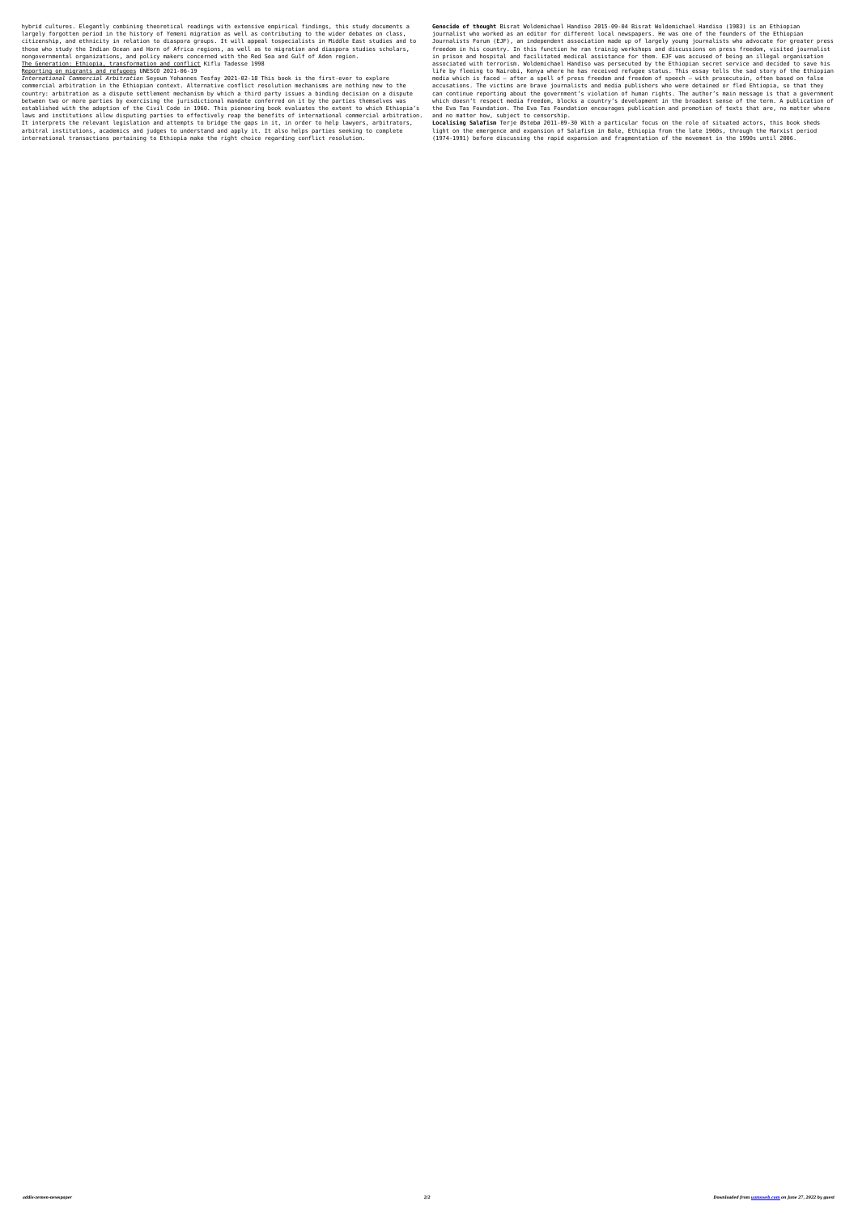hybrid cultures. Elegantly combining theoretical readings with extensive empirical findings, this study documents a largely forgotten period in the history of Yemeni migration as well as contributing to the wider debates on class, citizenship, and ethnicity in relation to diaspora groups. It will appeal tospecialists in Middle East studies and to those who study the Indian Ocean and Horn of Africa regions, as well as to migration and diaspora studies scholars, nongovernmental organizations, and policy makers concerned with the Red Sea and Gulf of Aden region.

The Generation: Ethiopia, transformation and conflict Kiflu Tadesse 1998

Reporting on migrants and refugees UNESCO 2021-06-19

*International Commercial Arbitration* Seyoum Yohannes Tesfay 2021-02-18 This book is the first-ever to explore commercial arbitration in the Ethiopian context. Alternative conflict resolution mechanisms are nothing new to the country: arbitration as a dispute settlement mechanism by which a third party issues a binding decision on a dispute between two or more parties by exercising the jurisdictional mandate conferred on it by the parties themselves was established with the adoption of the Civil Code in 1960. This pioneering book evaluates the extent to which Ethiopia's laws and institutions allow disputing parties to effectively reap the benefits of international commercial arbitration. It interprets the relevant legislation and attempts to bridge the gaps in it, in order to help lawyers, arbitrators, arbitral institutions, academics and judges to understand and apply it. It also helps parties seeking to complete international transactions pertaining to Ethiopia make the right choice regarding conflict resolution.

**Genocide of thought** Bisrat Woldemichael Handiso 2015-09-04 Bisrat Woldemichael Handiso (1983) is an Ethiopian journalist who worked as an editor for different local newspapers. He was one of the founders of the Ethiopian Journalists Forum (EJF), an independent association made up of largely young journalists who advocate for greater press freedom in his country. In this function he ran trainig workshops and discussions on press freedom, visited journalist in prison and hospital and facilitated medical assistance for them. EJF was accused of being an illegal organisation associated with terrorism. Woldemichael Handiso was persecuted by the Ethiopian secret service and decided to save his life by fleeing to Nairobi, Kenya where he has received refugee status. This essay tells the sad story of the Ethiopian media which is faced – after a spell of press freedom and freedom of speech – with prosecutoin, often based on false accusations. The victims are brave journalists and media publishers who were detained or fled Ehtiopia, so that they can continue reporting about the government's violation of human rights. The author's main message is that a government which doesn't respect media freedom, blocks a country's development in the broadest sense of the term. A publication of the Eva Tas Foundation. The Eva Tas Foundation encourages publication and promotion of texts that are, no matter where and no matter how, subject to censorship.

**Localising Salafism** Terje Østebø 2011-09-30 With a particular focus on the role of situated actors, this book sheds light on the emergence and expansion of Salafism in Bale, Ethiopia from the late 1960s, through the Marxist period (1974-1991) before discussing the rapid expansion and fragmentation of the movement in the 1990s until 2006.